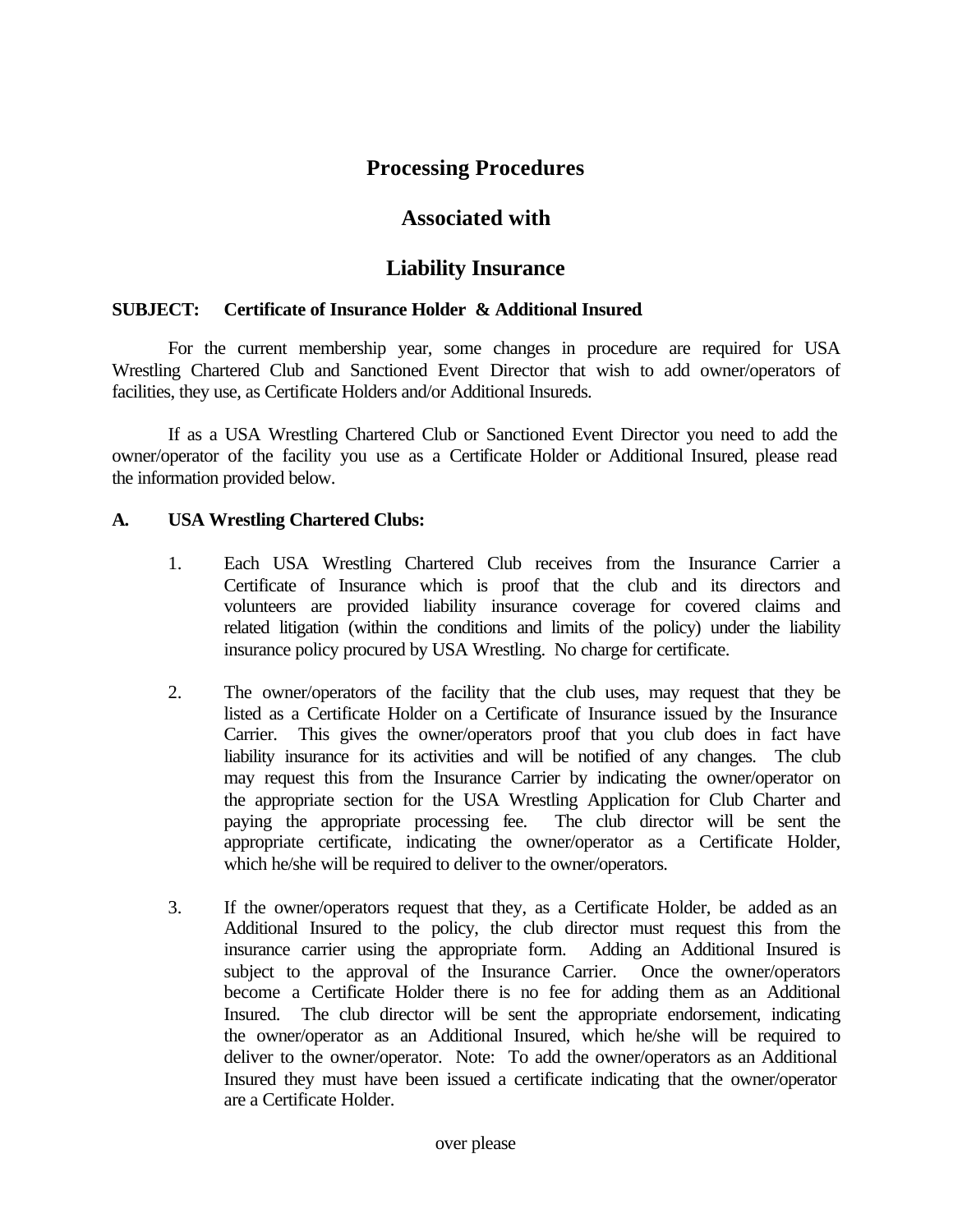# Processing Procedures

# Associated with

# Liability Insurance

**SUBJECT: Certificate of Insurance Holder & Additional Insured**

For the current membership year, some changes in procedure are required for USA Wrestling Chartered Club and Sanctioned Event Director that wish to add owner/operators of facilities, they use, as Certificate Holders and/or Additional Insureds.

If as a USA Wrestling Chartered Club or Sanctioned Event Director you need to add the owner/operator of the facility you use as a Certificate Holder or Additional Insured, please read the information provided below.

**A. USA Wrestling Chartered Clubs:**

1. Each USA Wrestling Chartered Club receives from the Insurance Carrier a Certificate of Insurance which is proof that the club and its directors and volunteers are provided liability insurance coverage for covered claims and related litigation (within the conditions and limits of the policy) under the liability insurance policy procured by USA Wrestling. No charge for certificate.

2. The owner/operators of the facility that the club uses, may request that they be listed as a Certificate Holder on a Certificate of Insurance issued by the Insurance Carrier. This gives the owner/operators proof that you club does in fact have liability insurance for its activities and will be notified of any changes. The club may request this from the Insurance Carrier by indicating the owner/operator on the appropriate section for the USA Wrestling Application for Club Charter and paying the appropriate processing fee. The club director will be sent the appropriate certificate, indicating the owner/operator as a Certificate Holder, which he/she will be required to deliver to the owner/operators.

3. If the owner/operators request that they, as a Certificate Holder, be added as an Additional Insured to the policy, the club director must request this from the insurance carrier using the appropriate form. Adding an Additional Insured is subject to the approval of the Insurance Carrier. Once the owner/operators become a Certificate Holder there is no fee for adding them as an Additional Insured. The club director will be sent the appropriate endorsement, indicating the owner/operator as an Additional Insured, which he/she will be required to deliver to the owner/operator. Note: To add the owner/operators as an Additional Insured they must have been issued a certificate indicating that the owner/operator are a Certificate Holder.

over please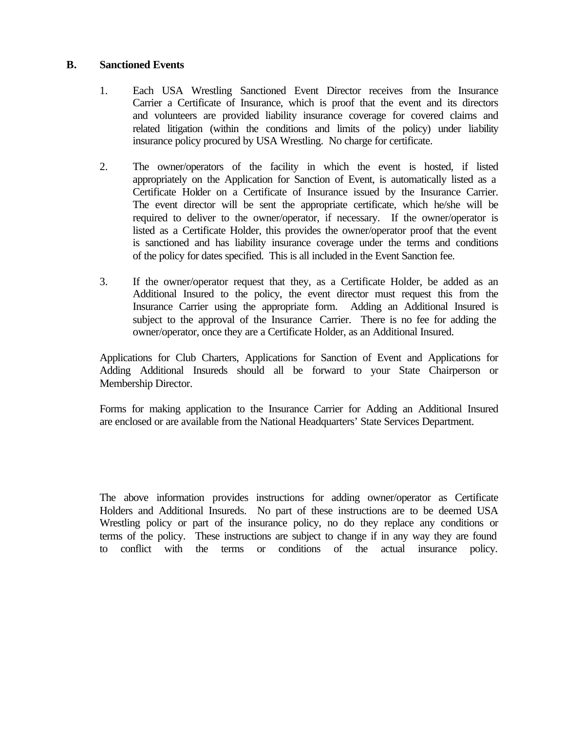## B. Sanctioned Events

1. Each USA Wrestling Sanctioned Event Director receives from the Insurance Carrier a Certificate of Insurance, which is proof that the event and its directors and volunteers are provided liability insurance coverage for covered claims and related litigation (within the conditions and limits of the policy) under liability insurance policy procured by USA Wrestling. No charge for certificate.

2. The owner/operators of the facility in which the event is hosted, if listed appropriately on the Application for Sanction of Event, is automatically listed as a Certificate Holder on a Certificate of Insurance issued by the Insurance Carrier. The event director will be sent the appropriate certificate, which he/she will be required to deliver to the owner/operator, if necessary. If the owner/operator is listed as a Certificate Holder, this provides the owner/operator proof that the event is sanctioned and has liability insurance coverage under the terms and conditions of the policy for dates specified. This is all included in the Event Sanction fee.

3. If the owner/operator request that they, as a Certificate Holder, be added as an Additional Insured to the policy, the event director must request this from the Insurance Carrier using the appropriate form. Adding an Additional Insured is subject to the approval of the Insurance Carrier. There is no fee for adding the owner/operator, once they are a Certificate Holder, as an Additional Insured.

Applications for Club Charters, Applications for Sanction of Event and Applications for Adding Additional Insureds should all be forward to your State Chairperson or Membership Director.

Forms for making application to the Insurance Carrier for Adding an Additional Insured are enclosed or are available from the National Headquarters' State Services Department.

The above information provides instructions for adding owner/operator as Certificate Holders and Additional Insureds. No part of these instructions are to be deemed USA Wrestling policy or part of the insurance policy, no do they replace any conditions or terms of the policy. These instructions are subject to change if in any way they are found to conflict with the terms or conditions of the actual insurance policy.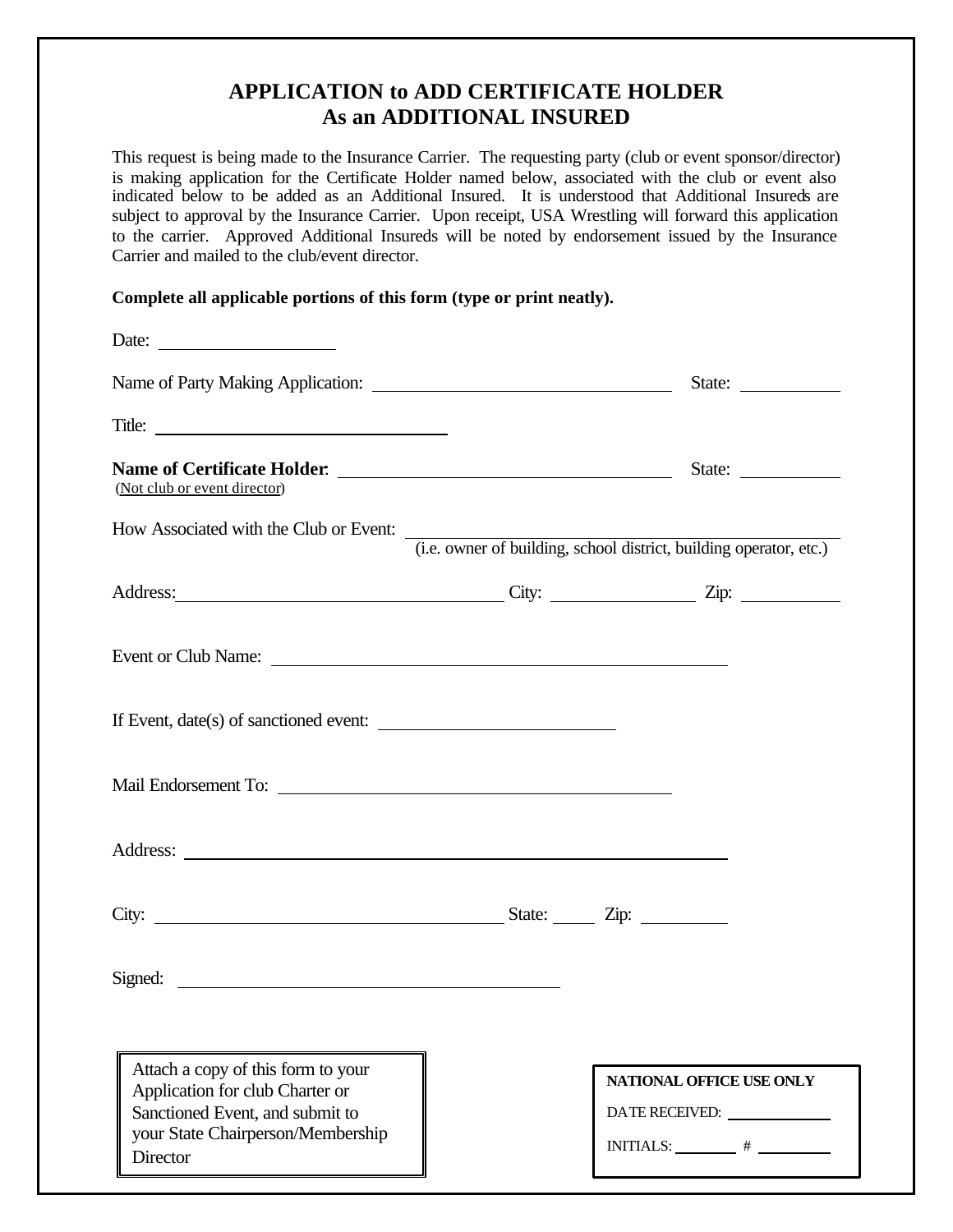# APPLICATION to ADD CERTIFICATE HOLDER
# As an ADDITIONAL INSURED

This request is being made to the Insurance Carrier. The requesting party (club or event sponsor/director) is making application for the Certificate Holder named below, associated with the club or event also indicated below to be added as an Additional Insured. It is understood that Additional Insureds are subject to approval by the Insurance Carrier. Upon receipt, USA Wrestling will forward this application to the carrier. Approved Additional Insureds will be noted by endorsement issued by the Insurance Carrier and mailed to the club/event director.

**Complete all applicable portions of this form (type or print neatly).**

Date: ____________________

Name of Party Making Application: ________________________________ State: ___________

Title: ________________________________

**Name of Certificate Holder**: ________________________________ State: ___________
(Not club or event director)

How Associated with the Club or Event: ________________________________
(i.e. owner of building, school district, building operator, etc.)

Address: ________________________________ City: ________________ Zip: ___________

Event or Club Name: ________________________________

If Event, date(s) of sanctioned event: ________________________________

Mail Endorsement To: ________________________________

Address: ________________________________

City: ________________________________ State: _____ Zip: _________

Signed: ________________________________

Attach a copy of this form to your Application for club Charter or Sanctioned Event, and submit to your State Chairperson/Membership Director

**NATIONAL OFFICE USE ONLY**

DATE RECEIVED: ____________

INITIALS: ________ # _________